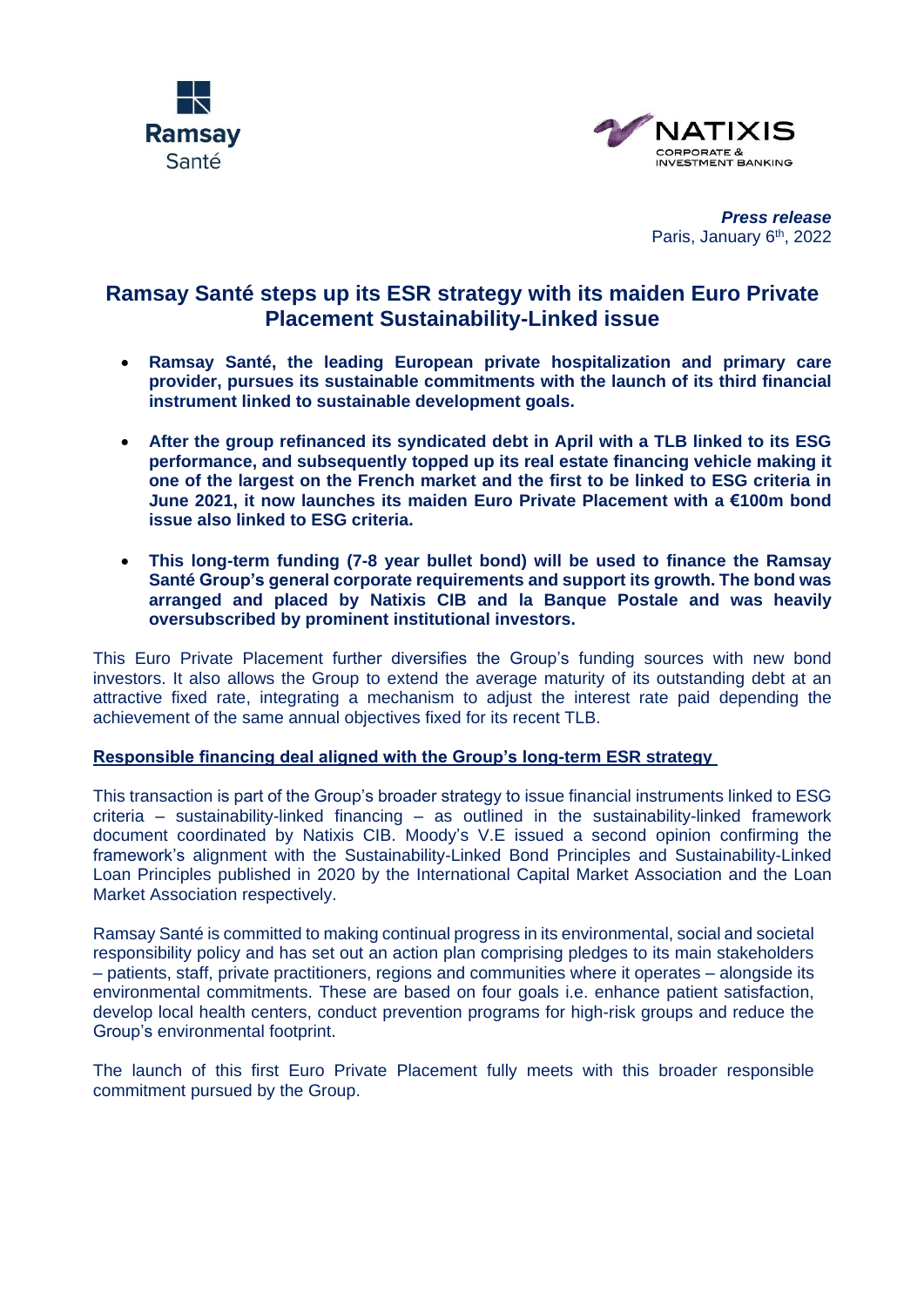Ramsay Santé

NATIXIS CORPORATE & INVESTMENT BANKING

***Press release***
Paris, January 6th, 2022

# Ramsay Santé steps up its ESR strategy with its maiden Euro Private Placement Sustainability-Linked issue

- **Ramsay Santé, the leading European private hospitalization and primary care provider, pursues its sustainable commitments with the launch of its third financial instrument linked to sustainable development goals.**

- **After the group refinanced its syndicated debt in April with a TLB linked to its ESG performance, and subsequently topped up its real estate financing vehicle making it one of the largest on the French market and the first to be linked to ESG criteria in June 2021, it now launches its maiden Euro Private Placement with a €100m bond issue also linked to ESG criteria.**

- **This long-term funding (7-8 year bullet bond) will be used to finance the Ramsay Santé Group's general corporate requirements and support its growth. The bond was arranged and placed by Natixis CIB and la Banque Postale and was heavily oversubscribed by prominent institutional investors.**

This Euro Private Placement further diversifies the Group's funding sources with new bond investors. It also allows the Group to extend the average maturity of its outstanding debt at an attractive fixed rate, integrating a mechanism to adjust the interest rate paid depending the achievement of the same annual objectives fixed for its recent TLB.

## Responsible financing deal aligned with the Group's long-term ESR strategy

This transaction is part of the Group's broader strategy to issue financial instruments linked to ESG criteria – sustainability-linked financing – as outlined in the sustainability-linked framework document coordinated by Natixis CIB. Moody's V.E issued a second opinion confirming the framework's alignment with the Sustainability-Linked Bond Principles and Sustainability-Linked Loan Principles published in 2020 by the International Capital Market Association and the Loan Market Association respectively.

Ramsay Santé is committed to making continual progress in its environmental, social and societal responsibility policy and has set out an action plan comprising pledges to its main stakeholders – patients, staff, private practitioners, regions and communities where it operates – alongside its environmental commitments. These are based on four goals i.e. enhance patient satisfaction, develop local health centers, conduct prevention programs for high-risk groups and reduce the Group's environmental footprint.

The launch of this first Euro Private Placement fully meets with this broader responsible commitment pursued by the Group.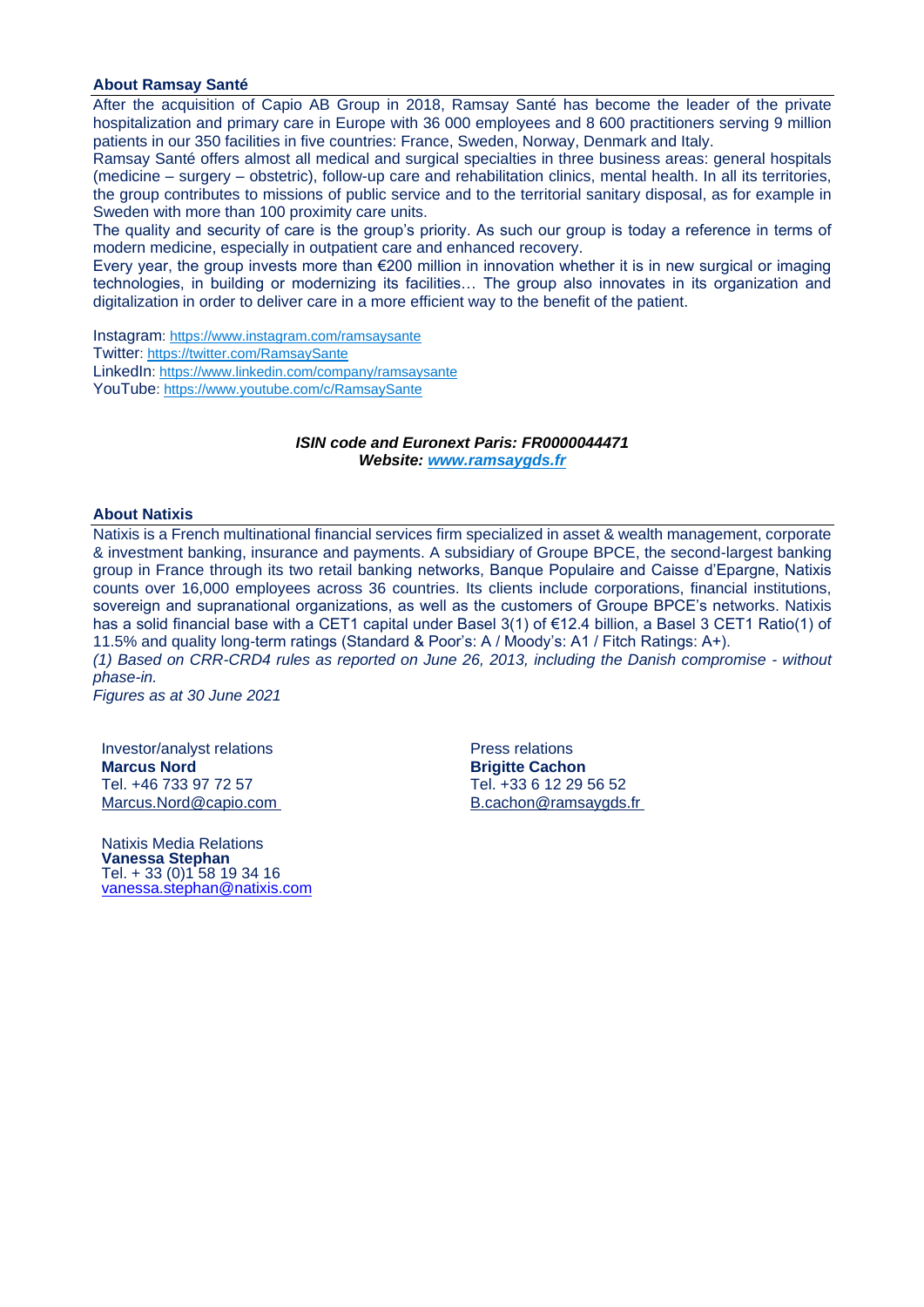### About Ramsay Santé

After the acquisition of Capio AB Group in 2018, Ramsay Santé has become the leader of the private hospitalization and primary care in Europe with 36 000 employees and 8 600 practitioners serving 9 million patients in our 350 facilities in five countries: France, Sweden, Norway, Denmark and Italy.

Ramsay Santé offers almost all medical and surgical specialties in three business areas: general hospitals (medicine – surgery – obstetric), follow-up care and rehabilitation clinics, mental health. In all its territories, the group contributes to missions of public service and to the territorial sanitary disposal, as for example in Sweden with more than 100 proximity care units.

The quality and security of care is the group's priority. As such our group is today a reference in terms of modern medicine, especially in outpatient care and enhanced recovery.

Every year, the group invests more than €200 million in innovation whether it is in new surgical or imaging technologies, in building or modernizing its facilities… The group also innovates in its organization and digitalization in order to deliver care in a more efficient way to the benefit of the patient.

Instagram: https://www.instagram.com/ramsaysante
Twitter: https://twitter.com/RamsaySante
LinkedIn: https://www.linkedin.com/company/ramsaysante
YouTube: https://www.youtube.com/c/RamsaySante

***ISIN code and Euronext Paris: FR0000044471***
***Website: www.ramsaygds.fr***

### About Natixis

Natixis is a French multinational financial services firm specialized in asset & wealth management, corporate & investment banking, insurance and payments. A subsidiary of Groupe BPCE, the second-largest banking group in France through its two retail banking networks, Banque Populaire and Caisse d'Epargne, Natixis counts over 16,000 employees across 36 countries. Its clients include corporations, financial institutions, sovereign and supranational organizations, as well as the customers of Groupe BPCE's networks. Natixis has a solid financial base with a CET1 capital under Basel 3(1) of €12.4 billion, a Basel 3 CET1 Ratio(1) of 11.5% and quality long-term ratings (Standard & Poor's: A / Moody's: A1 / Fitch Ratings: A+).

*(1) Based on CRR-CRD4 rules as reported on June 26, 2013, including the Danish compromise - without phase-in.*
*Figures as at 30 June 2021*

Investor/analyst relations
**Marcus Nord**
Tel. +46 733 97 72 57
Marcus.Nord@capio.com

Press relations
**Brigitte Cachon**
Tel. +33 6 12 29 56 52
B.cachon@ramsaygds.fr

Natixis Media Relations
**Vanessa Stephan**
Tel. + 33 (0)1 58 19 34 16
vanessa.stephan@natixis.com